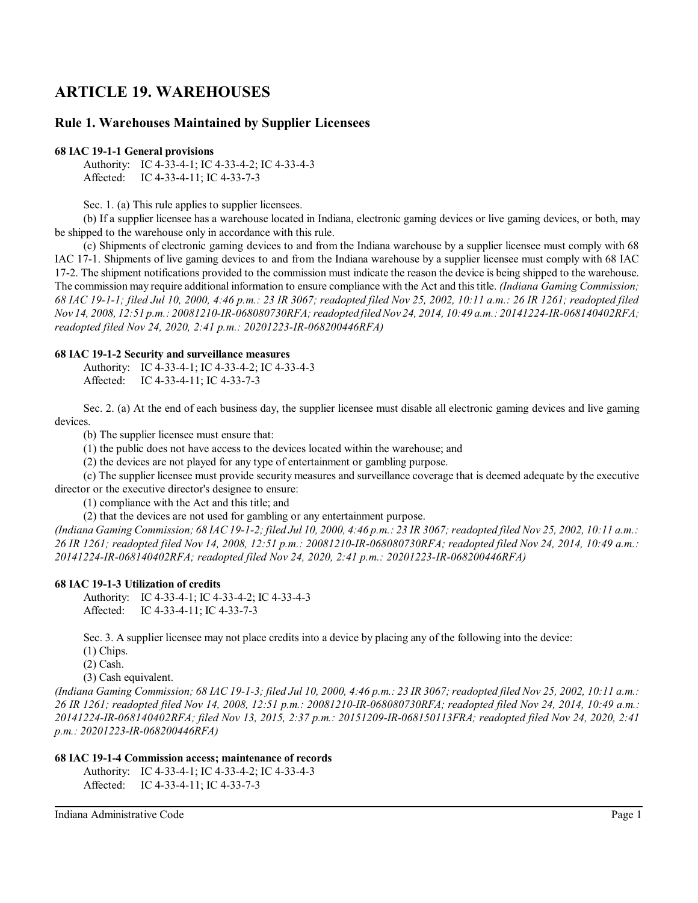# ARTICLE 19. WAREHOUSES

## Rule 1. Warehouses Maintained by Supplier Licensees

### 68 IAC 19-1-1 General provisions

Authority: IC 4-33-4-1; IC 4-33-4-2; IC 4-33-4-3
Affected: IC 4-33-4-11; IC 4-33-7-3

Sec. 1. (a) This rule applies to supplier licensees.

(b) If a supplier licensee has a warehouse located in Indiana, electronic gaming devices or live gaming devices, or both, may be shipped to the warehouse only in accordance with this rule.

(c) Shipments of electronic gaming devices to and from the Indiana warehouse by a supplier licensee must comply with 68 IAC 17-1. Shipments of live gaming devices to and from the Indiana warehouse by a supplier licensee must comply with 68 IAC 17-2. The shipment notifications provided to the commission must indicate the reason the device is being shipped to the warehouse. The commission may require additional information to ensure compliance with the Act and this title. *(Indiana Gaming Commission; 68 IAC 19-1-1; filed Jul 10, 2000, 4:46 p.m.: 23 IR 3067; readopted filed Nov 25, 2002, 10:11 a.m.: 26 IR 1261; readopted filed Nov 14, 2008, 12:51 p.m.: 20081210-IR-068080730RFA; readopted filed Nov 24, 2014, 10:49 a.m.: 20141224-IR-068140402RFA; readopted filed Nov 24, 2020, 2:41 p.m.: 20201223-IR-068200446RFA)*

### 68 IAC 19-1-2 Security and surveillance measures

Authority: IC 4-33-4-1; IC 4-33-4-2; IC 4-33-4-3
Affected: IC 4-33-4-11; IC 4-33-7-3

Sec. 2. (a) At the end of each business day, the supplier licensee must disable all electronic gaming devices and live gaming devices.

(b) The supplier licensee must ensure that:

(1) the public does not have access to the devices located within the warehouse; and

(2) the devices are not played for any type of entertainment or gambling purpose.

(c) The supplier licensee must provide security measures and surveillance coverage that is deemed adequate by the executive director or the executive director's designee to ensure:

(1) compliance with the Act and this title; and

(2) that the devices are not used for gambling or any entertainment purpose.

*(Indiana Gaming Commission; 68 IAC 19-1-2; filed Jul 10, 2000, 4:46 p.m.: 23 IR 3067; readopted filed Nov 25, 2002, 10:11 a.m.: 26 IR 1261; readopted filed Nov 14, 2008, 12:51 p.m.: 20081210-IR-068080730RFA; readopted filed Nov 24, 2014, 10:49 a.m.: 20141224-IR-068140402RFA; readopted filed Nov 24, 2020, 2:41 p.m.: 20201223-IR-068200446RFA)*

### 68 IAC 19-1-3 Utilization of credits

Authority: IC 4-33-4-1; IC 4-33-4-2; IC 4-33-4-3
Affected: IC 4-33-4-11; IC 4-33-7-3

Sec. 3. A supplier licensee may not place credits into a device by placing any of the following into the device:

(1) Chips.

(2) Cash.

(3) Cash equivalent.

*(Indiana Gaming Commission; 68 IAC 19-1-3; filed Jul 10, 2000, 4:46 p.m.: 23 IR 3067; readopted filed Nov 25, 2002, 10:11 a.m.: 26 IR 1261; readopted filed Nov 14, 2008, 12:51 p.m.: 20081210-IR-068080730RFA; readopted filed Nov 24, 2014, 10:49 a.m.: 20141224-IR-068140402RFA; filed Nov 13, 2015, 2:37 p.m.: 20151209-IR-068150113FRA; readopted filed Nov 24, 2020, 2:41 p.m.: 20201223-IR-068200446RFA)*

### 68 IAC 19-1-4 Commission access; maintenance of records

Authority: IC 4-33-4-1; IC 4-33-4-2; IC 4-33-4-3
Affected: IC 4-33-4-11; IC 4-33-7-3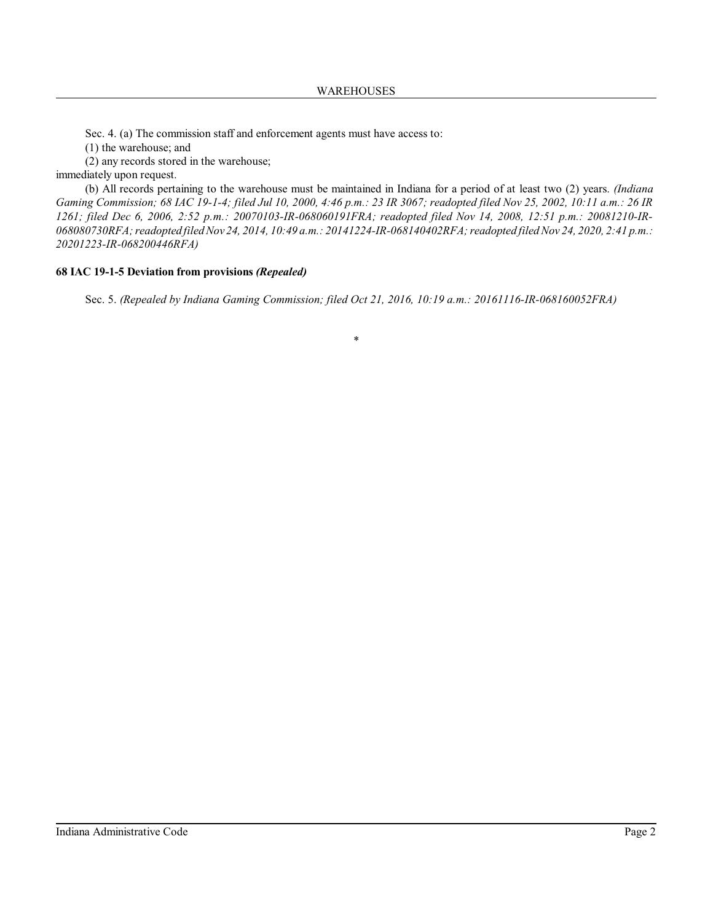Sec. 4. (a) The commission staff and enforcement agents must have access to:

(1) the warehouse; and

(2) any records stored in the warehouse;

immediately upon request.

(b) All records pertaining to the warehouse must be maintained in Indiana for a period of at least two (2) years. *(Indiana Gaming Commission; 68 IAC 19-1-4; filed Jul 10, 2000, 4:46 p.m.: 23 IR 3067; readopted filed Nov 25, 2002, 10:11 a.m.: 26 IR 1261; filed Dec 6, 2006, 2:52 p.m.: 20070103-IR-068060191FRA; readopted filed Nov 14, 2008, 12:51 p.m.: 20081210-IR-068080730RFA; readopted filed Nov 24, 2014, 10:49 a.m.: 20141224-IR-068140402RFA; readopted filed Nov 24, 2020, 2:41 p.m.: 20201223-IR-068200446RFA)*

**68 IAC 19-1-5 Deviation from provisions *(Repealed)***

Sec. 5. *(Repealed by Indiana Gaming Commission; filed Oct 21, 2016, 10:19 a.m.: 20161116-IR-068160052FRA)*

*